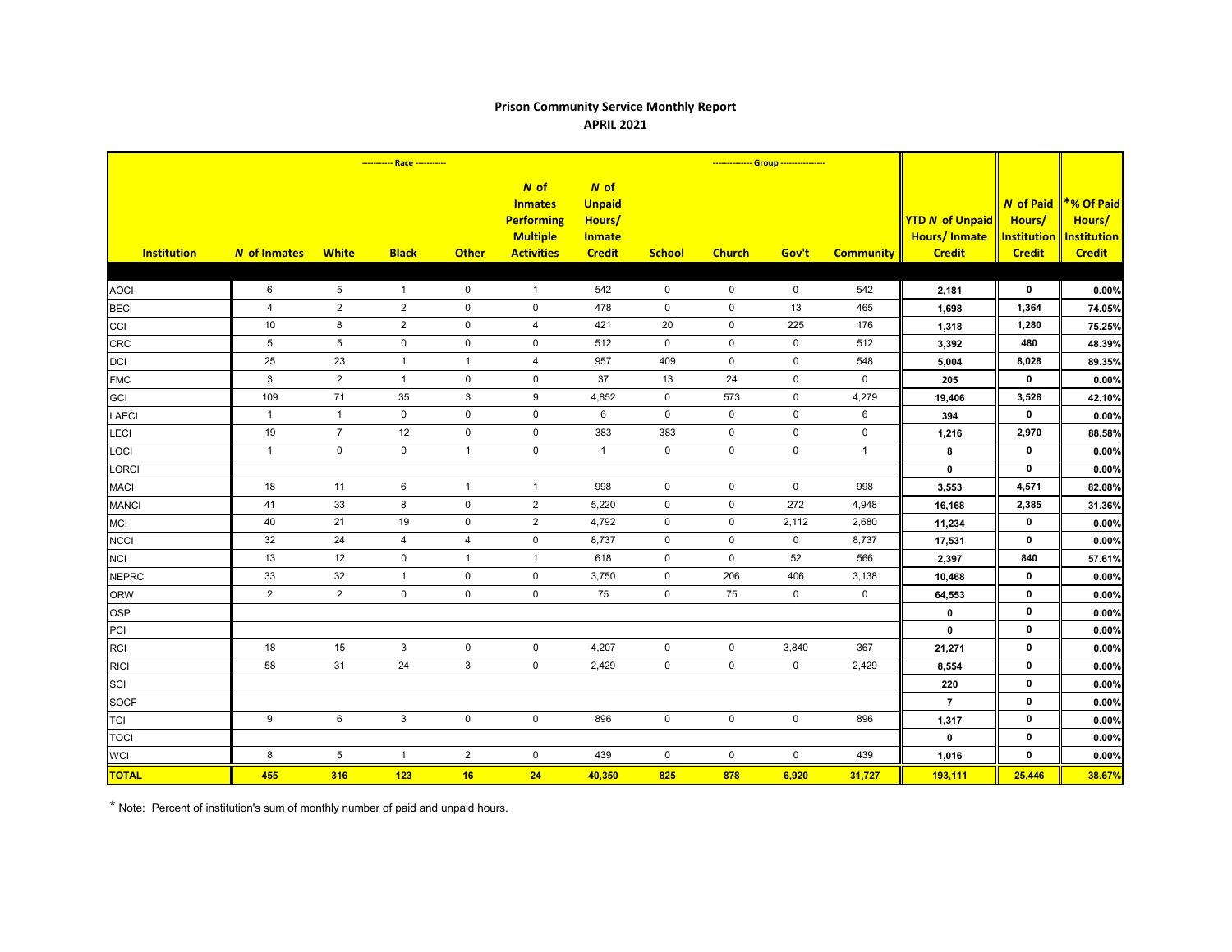## Prison Community Service Monthly Report

### APRIL 2021

| Institution | *N* of Inmates | White | Black | Other | *N* of Inmates Performing Multiple Activities | *N* of Unpaid Hours/ Inmate Credit | School | Church | Gov't | Community | YTD *N* of Unpaid Hours/ Inmate Credit | *N* of Paid Hours/ Institution Credit | *% Of Paid Hours/ Institution Credit |
|---|---|---|---|---|---|---|---|---|---|---|---|---|---|
| | | ---------- Race ---------- | | | | | | ------------- Group --------------- | | | | | |
| AOCI | 6 | 5 | 1 | 0 | 1 | 542 | 0 | 0 | 0 | 542 | 2,181 | 0 | 0.00% |
| BECI | 4 | 2 | 2 | 0 | 0 | 478 | 0 | 0 | 13 | 465 | 1,698 | 1,364 | 74.05% |
| CCI | 10 | 8 | 2 | 0 | 4 | 421 | 20 | 0 | 225 | 176 | 1,318 | 1,280 | 75.25% |
| CRC | 5 | 5 | 0 | 0 | 0 | 512 | 0 | 0 | 0 | 512 | 3,392 | 480 | 48.39% |
| DCI | 25 | 23 | 1 | 1 | 4 | 957 | 409 | 0 | 0 | 548 | 5,004 | 8,028 | 89.35% |
| FMC | 3 | 2 | 1 | 0 | 0 | 37 | 13 | 24 | 0 | 0 | 205 | 0 | 0.00% |
| GCI | 109 | 71 | 35 | 3 | 9 | 4,852 | 0 | 573 | 0 | 4,279 | 19,406 | 3,528 | 42.10% |
| LAECI | 1 | 1 | 0 | 0 | 0 | 6 | 0 | 0 | 0 | 6 | 394 | 0 | 0.00% |
| LECI | 19 | 7 | 12 | 0 | 0 | 383 | 383 | 0 | 0 | 0 | 1,216 | 2,970 | 88.58% |
| LOCI | 1 | 0 | 0 | 1 | 0 | 1 | 0 | 0 | 0 | 1 | 8 | 0 | 0.00% |
| LORCI | | | | | | | | | | | 0 | 0 | 0.00% |
| MACI | 18 | 11 | 6 | 1 | 1 | 998 | 0 | 0 | 0 | 998 | 3,553 | 4,571 | 82.08% |
| MANCI | 41 | 33 | 8 | 0 | 2 | 5,220 | 0 | 0 | 272 | 4,948 | 16,168 | 2,385 | 31.36% |
| MCI | 40 | 21 | 19 | 0 | 2 | 4,792 | 0 | 0 | 2,112 | 2,680 | 11,234 | 0 | 0.00% |
| NCCI | 32 | 24 | 4 | 4 | 0 | 8,737 | 0 | 0 | 0 | 8,737 | 17,531 | 0 | 0.00% |
| NCI | 13 | 12 | 0 | 1 | 1 | 618 | 0 | 0 | 52 | 566 | 2,397 | 840 | 57.61% |
| NEPRC | 33 | 32 | 1 | 0 | 0 | 3,750 | 0 | 206 | 406 | 3,138 | 10,468 | 0 | 0.00% |
| ORW | 2 | 2 | 0 | 0 | 0 | 75 | 0 | 75 | 0 | 0 | 64,553 | 0 | 0.00% |
| OSP | | | | | | | | | | | 0 | 0 | 0.00% |
| PCI | | | | | | | | | | | 0 | 0 | 0.00% |
| RCI | 18 | 15 | 3 | 0 | 0 | 4,207 | 0 | 0 | 3,840 | 367 | 21,271 | 0 | 0.00% |
| RICI | 58 | 31 | 24 | 3 | 0 | 2,429 | 0 | 0 | 0 | 2,429 | 8,554 | 0 | 0.00% |
| SCI | | | | | | | | | | | 220 | 0 | 0.00% |
| SOCF | | | | | | | | | | | 7 | 0 | 0.00% |
| TCI | 9 | 6 | 3 | 0 | 0 | 896 | 0 | 0 | 0 | 896 | 1,317 | 0 | 0.00% |
| TOCI | | | | | | | | | | | 0 | 0 | 0.00% |
| WCI | 8 | 5 | 1 | 2 | 0 | 439 | 0 | 0 | 0 | 439 | 1,016 | 0 | 0.00% |
| **TOTAL** | **455** | **316** | **123** | **16** | **24** | **40,350** | **825** | **878** | **6,920** | **31,727** | **193,111** | **25,446** | **38.67%** |

* Note: Percent of institution's sum of monthly number of paid and unpaid hours.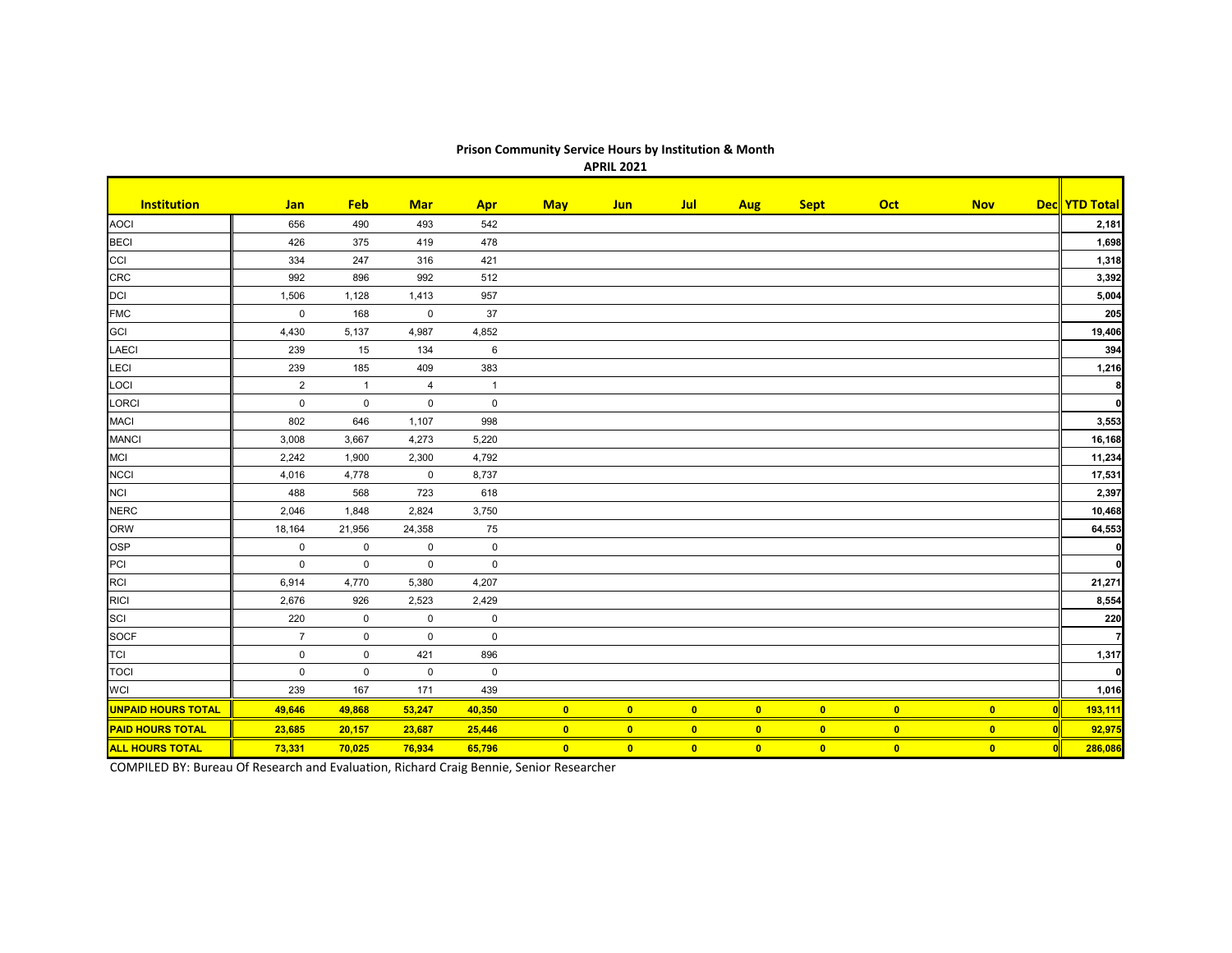**Prison Community Service Hours by Institution & Month**

**APRIL 2021**

| Institution | Jan | Feb | Mar | Apr | May | Jun | Jul | Aug | Sept | Oct | Nov | Dec | YTD Total |
|---|---|---|---|---|---|---|---|---|---|---|---|---|---|
| AOCI | 656 | 490 | 493 | 542 | | | | | | | | | **2,181** |
| BECI | 426 | 375 | 419 | 478 | | | | | | | | | **1,698** |
| CCI | 334 | 247 | 316 | 421 | | | | | | | | | **1,318** |
| CRC | 992 | 896 | 992 | 512 | | | | | | | | | **3,392** |
| DCI | 1,506 | 1,128 | 1,413 | 957 | | | | | | | | | **5,004** |
| FMC | 0 | 168 | 0 | 37 | | | | | | | | | **205** |
| GCI | 4,430 | 5,137 | 4,987 | 4,852 | | | | | | | | | **19,406** |
| LAECI | 239 | 15 | 134 | 6 | | | | | | | | | **394** |
| LECI | 239 | 185 | 409 | 383 | | | | | | | | | **1,216** |
| LOCI | 2 | 1 | 4 | 1 | | | | | | | | | **8** |
| LORCI | 0 | 0 | 0 | 0 | | | | | | | | | **0** |
| MACI | 802 | 646 | 1,107 | 998 | | | | | | | | | **3,553** |
| MANCI | 3,008 | 3,667 | 4,273 | 5,220 | | | | | | | | | **16,168** |
| MCI | 2,242 | 1,900 | 2,300 | 4,792 | | | | | | | | | **11,234** |
| NCCI | 4,016 | 4,778 | 0 | 8,737 | | | | | | | | | **17,531** |
| NCI | 488 | 568 | 723 | 618 | | | | | | | | | **2,397** |
| NERC | 2,046 | 1,848 | 2,824 | 3,750 | | | | | | | | | **10,468** |
| ORW | 18,164 | 21,956 | 24,358 | 75 | | | | | | | | | **64,553** |
| OSP | 0 | 0 | 0 | 0 | | | | | | | | | **0** |
| PCI | 0 | 0 | 0 | 0 | | | | | | | | | **0** |
| RCI | 6,914 | 4,770 | 5,380 | 4,207 | | | | | | | | | **21,271** |
| RICI | 2,676 | 926 | 2,523 | 2,429 | | | | | | | | | **8,554** |
| SCI | 220 | 0 | 0 | 0 | | | | | | | | | **220** |
| SOCF | 7 | 0 | 0 | 0 | | | | | | | | | **7** |
| TCI | 0 | 0 | 421 | 896 | | | | | | | | | **1,317** |
| TOCI | 0 | 0 | 0 | 0 | | | | | | | | | **0** |
| WCI | 239 | 167 | 171 | 439 | | | | | | | | | **1,016** |
| **UNPAID HOURS TOTAL** | **49,646** | **49,868** | **53,247** | **40,350** | **0** | **0** | **0** | **0** | **0** | **0** | **0** | **0** | **193,111** |
| **PAID HOURS TOTAL** | **23,685** | **20,157** | **23,687** | **25,446** | **0** | **0** | **0** | **0** | **0** | **0** | **0** | **0** | **92,975** |
| **ALL HOURS TOTAL** | **73,331** | **70,025** | **76,934** | **65,796** | **0** | **0** | **0** | **0** | **0** | **0** | **0** | **0** | **286,086** |

COMPILED BY: Bureau Of Research and Evaluation, Richard Craig Bennie, Senior Researcher